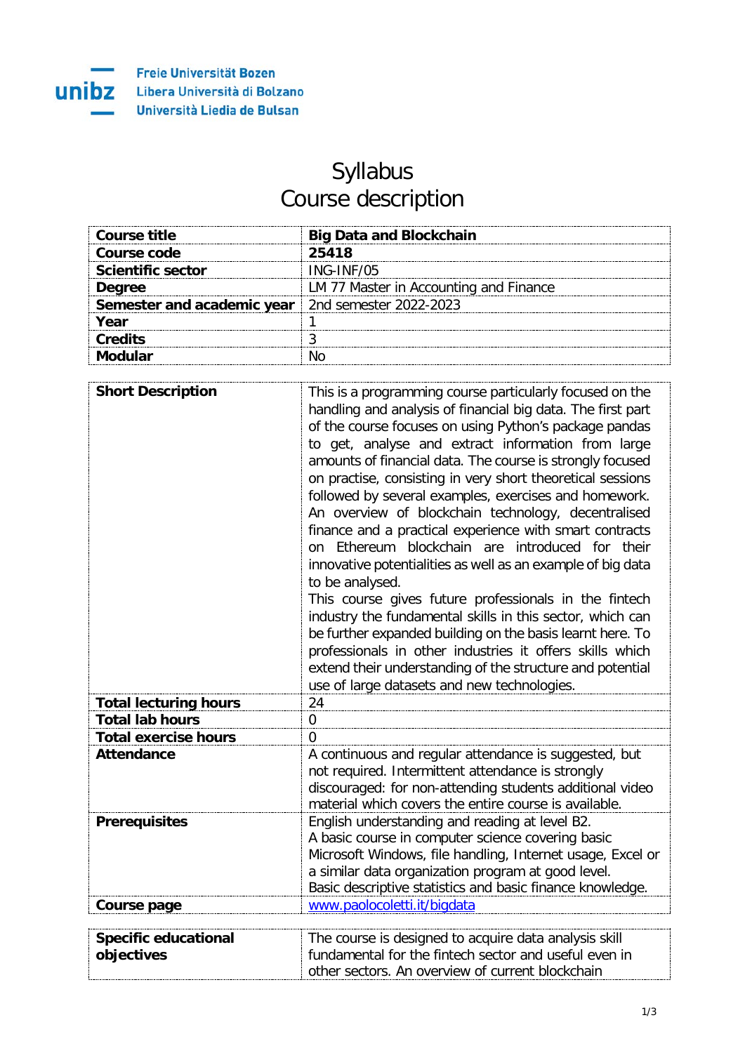Freie Universität Bozen
Libera Università di Bolzano
Università Liedia de Bulsan

# Syllabus
## Course description

| | |
|---|---|
| **Course title** | **Big Data and Blockchain** |
| **Course code** | **25418** |
| **Scientific sector** | ING-INF/05 |
| **Degree** | LM 77 Master in Accounting and Finance |
| **Semester and academic year** | 2nd semester 2022-2023 |
| **Year** | 1 |
| **Credits** | 3 |
| **Modular** | No |

| | |
|---|---|
| **Short Description** | This is a programming course particularly focused on the handling and analysis of financial big data. The first part of the course focuses on using Python's package pandas to get, analyse and extract information from large amounts of financial data. The course is strongly focused on practise, consisting in very short theoretical sessions followed by several examples, exercises and homework. An overview of blockchain technology, decentralised finance and a practical experience with smart contracts on Ethereum blockchain are introduced for their innovative potentialities as well as an example of big data to be analysed.<br>This course gives future professionals in the fintech industry the fundamental skills in this sector, which can be further expanded building on the basis learnt here. To professionals in other industries it offers skills which extend their understanding of the structure and potential use of large datasets and new technologies. |
| **Total lecturing hours** | 24 |
| **Total lab hours** | 0 |
| **Total exercise hours** | 0 |
| **Attendance** | A continuous and regular attendance is suggested, but not required. Intermittent attendance is strongly discouraged: for non-attending students additional video material which covers the entire course is available. |
| **Prerequisites** | English understanding and reading at level B2.<br>A basic course in computer science covering basic Microsoft Windows, file handling, Internet usage, Excel or a similar data organization program at good level.<br>Basic descriptive statistics and basic finance knowledge. |
| **Course page** | [www.paolocoletti.it/bigdata](www.paolocoletti.it/bigdata) |

| | |
|---|---|
| **Specific educational objectives** | The course is designed to acquire data analysis skill fundamental for the fintech sector and useful even in other sectors. An overview of current blockchain |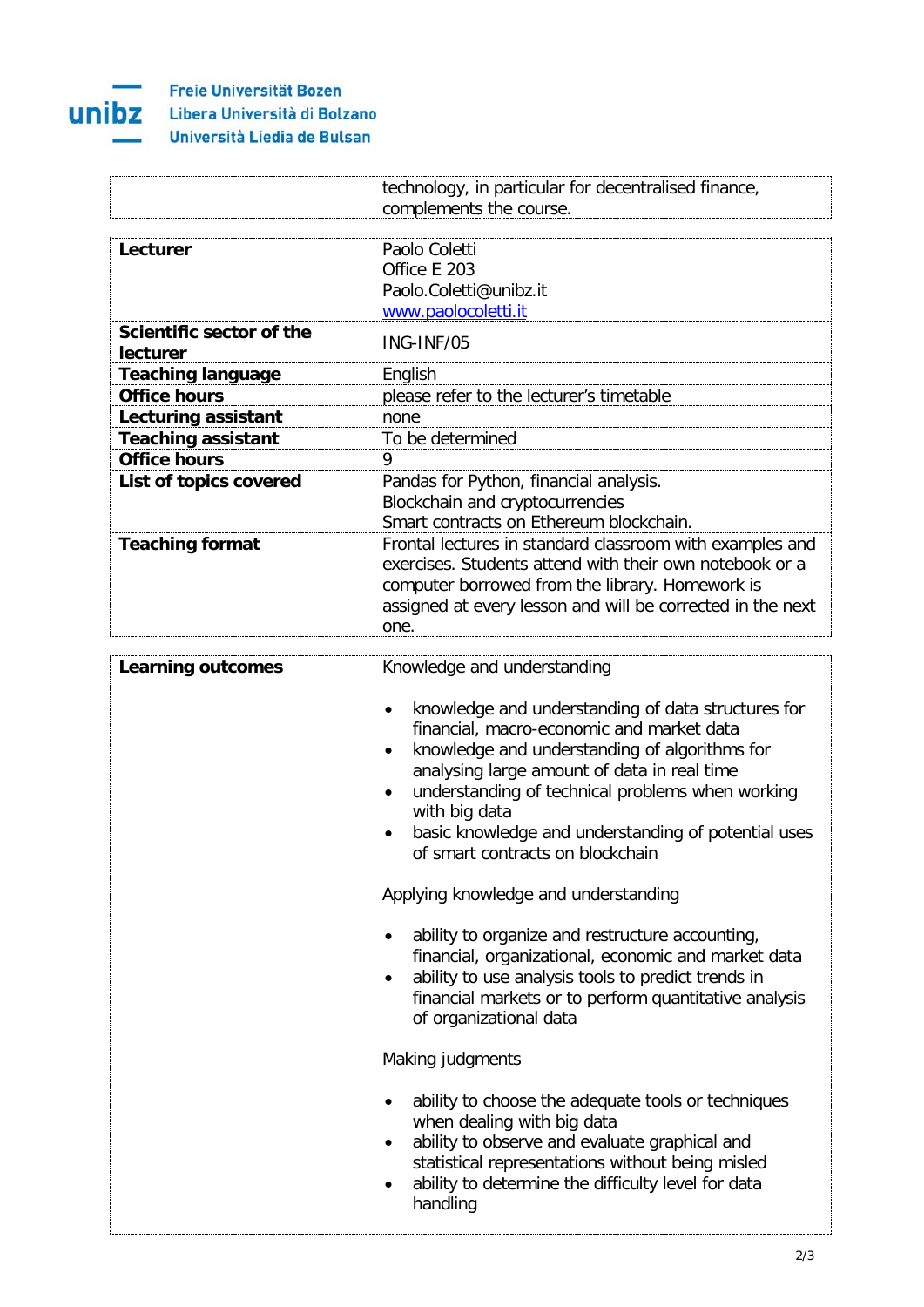| | |
|---|---|
| | technology, in particular for decentralised finance, complements the course. |

| | |
|---|---|
| **Lecturer** | Paolo Coletti<br>Office E 203<br>Paolo.Coletti@unibz.it<br>www.paolocoletti.it |
| **Scientific sector of the lecturer** | ING-INF/05 |
| **Teaching language** | English |
| **Office hours** | please refer to the lecturer's timetable |
| **Lecturing assistant** | none |
| **Teaching assistant** | To be determined |
| **Office hours** | 9 |
| **List of topics covered** | Pandas for Python, financial analysis.<br>Blockchain and cryptocurrencies<br>Smart contracts on Ethereum blockchain. |
| **Teaching format** | Frontal lectures in standard classroom with examples and exercises. Students attend with their own notebook or a computer borrowed from the library. Homework is assigned at every lesson and will be corrected in the next one. |

| | |
|---|---|
| **Learning outcomes** | Knowledge and understanding<br><br>• knowledge and understanding of data structures for financial, macro-economic and market data<br>• knowledge and understanding of algorithms for analysing large amount of data in real time<br>• understanding of technical problems when working with big data<br>• basic knowledge and understanding of potential uses of smart contracts on blockchain<br><br>Applying knowledge and understanding<br><br>• ability to organize and restructure accounting, financial, organizational, economic and market data<br>• ability to use analysis tools to predict trends in financial markets or to perform quantitative analysis of organizational data<br><br>Making judgments<br><br>• ability to choose the adequate tools or techniques when dealing with big data<br>• ability to observe and evaluate graphical and statistical representations without being misled<br>• ability to determine the difficulty level for data handling |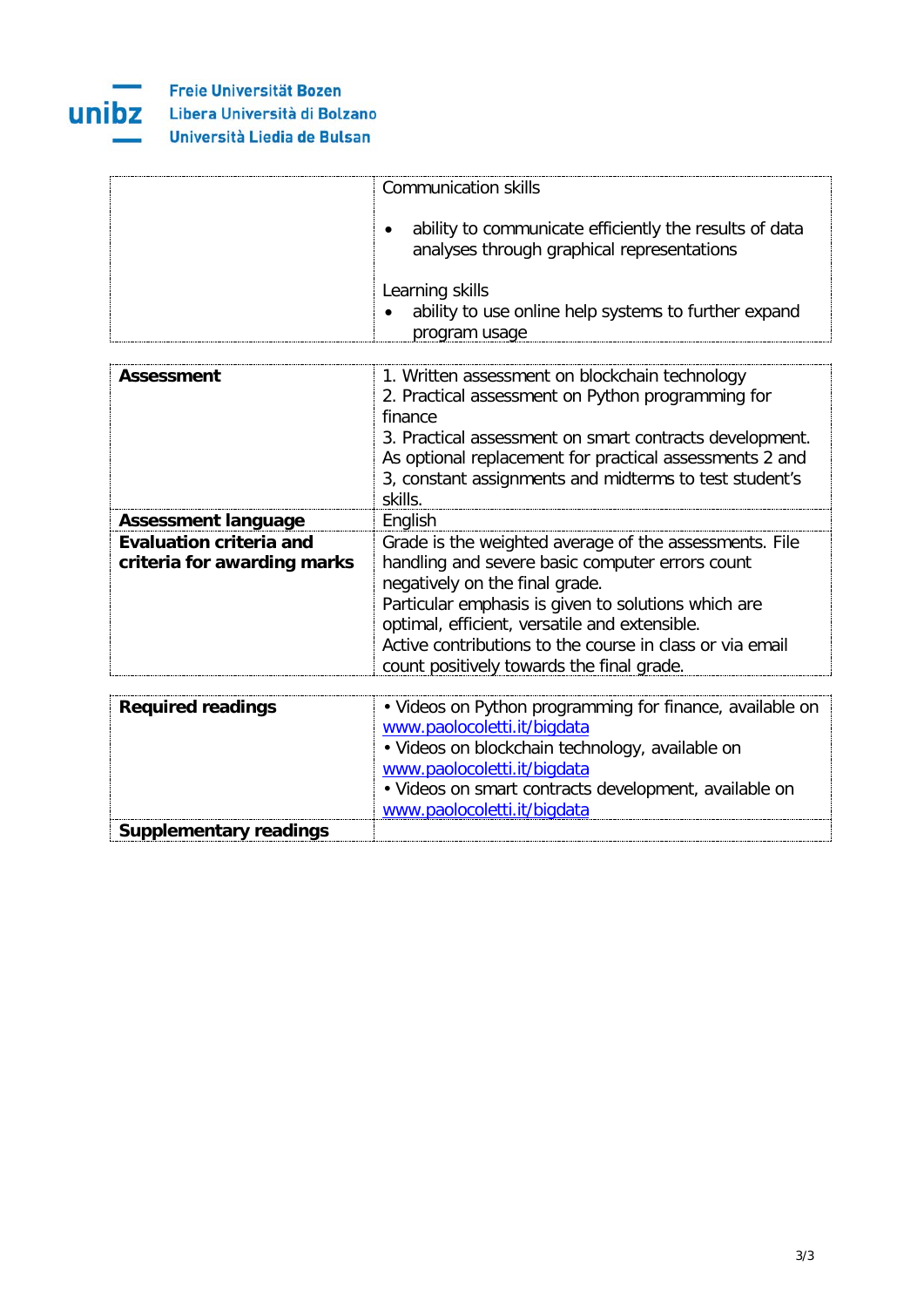| | |
|---|---|
| | Communication skills<br><br>• ability to communicate efficiently the results of data analyses through graphical representations<br><br>Learning skills<br>• ability to use online help systems to further expand program usage |

| | |
|---|---|
| **Assessment** | 1. Written assessment on blockchain technology<br>2. Practical assessment on Python programming for finance<br>3. Practical assessment on smart contracts development.<br>As optional replacement for practical assessments 2 and 3, constant assignments and midterms to test student's skills. |
| **Assessment language** | English |
| **Evaluation criteria and criteria for awarding marks** | Grade is the weighted average of the assessments. File handling and severe basic computer errors count negatively on the final grade.<br>Particular emphasis is given to solutions which are optimal, efficient, versatile and extensible.<br>Active contributions to the course in class or via email count positively towards the final grade. |

| | |
|---|---|
| **Required readings** | • Videos on Python programming for finance, available on www.paolocoletti.it/bigdata<br>• Videos on blockchain technology, available on www.paolocoletti.it/bigdata<br>• Videos on smart contracts development, available on www.paolocoletti.it/bigdata |
| **Supplementary readings** | |